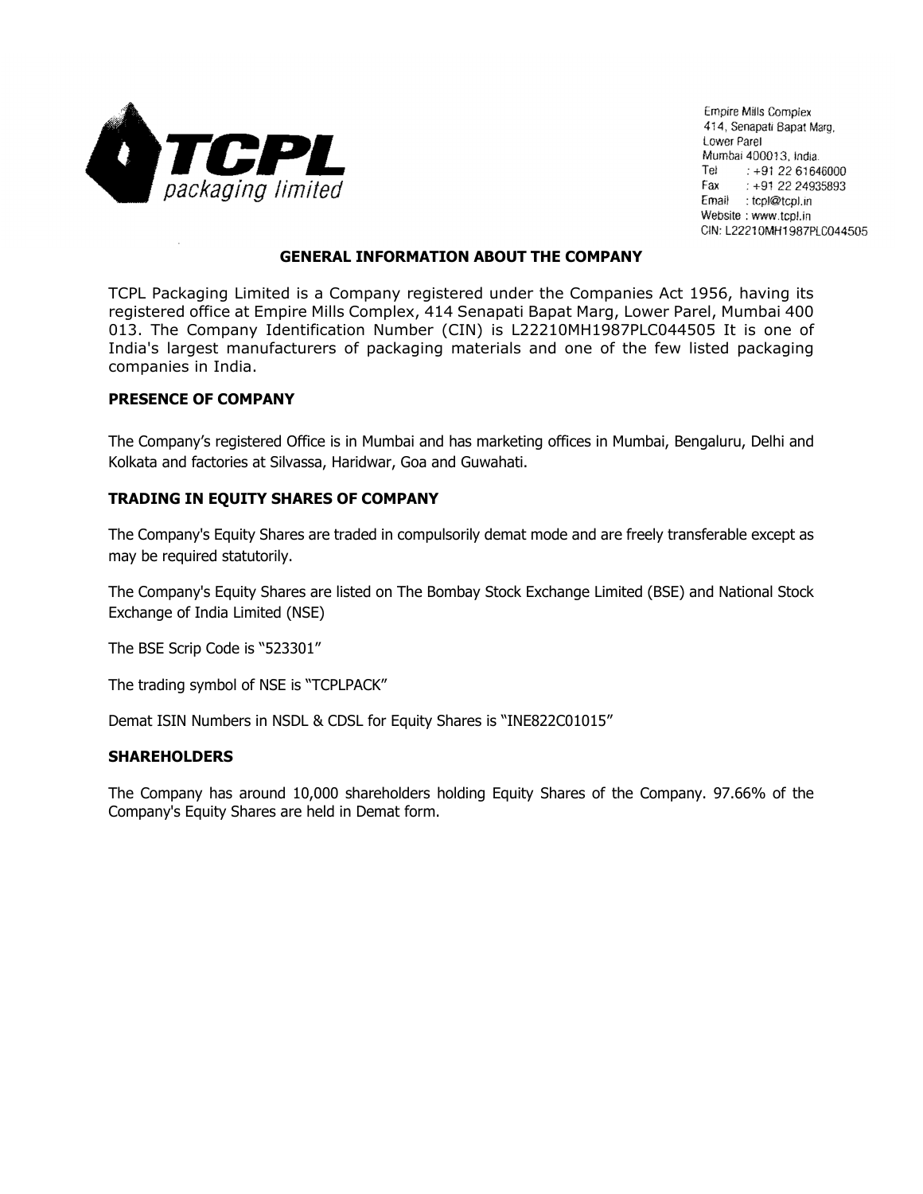TCPL packaging limited

Empire Mills Complex
414, Senapati Bapat Marg,
Lower Parel
Mumbai 400013, India.
Tel : +91 22 61646000
Fax : +91 22 24935893
Email : tcpl@tcpl.in
Website : www.tcpl.in
CIN: L22210MH1987PLC044505

## GENERAL INFORMATION ABOUT THE COMPANY

TCPL Packaging Limited is a Company registered under the Companies Act 1956, having its registered office at Empire Mills Complex, 414 Senapati Bapat Marg, Lower Parel, Mumbai 400 013. The Company Identification Number (CIN) is L22210MH1987PLC044505 It is one of India's largest manufacturers of packaging materials and one of the few listed packaging companies in India.

## PRESENCE OF COMPANY

The Company's registered Office is in Mumbai and has marketing offices in Mumbai, Bengaluru, Delhi and Kolkata and factories at Silvassa, Haridwar, Goa and Guwahati.

## TRADING IN EQUITY SHARES OF COMPANY

The Company's Equity Shares are traded in compulsorily demat mode and are freely transferable except as may be required statutorily.

The Company's Equity Shares are listed on The Bombay Stock Exchange Limited (BSE) and National Stock Exchange of India Limited (NSE)

The BSE Scrip Code is "523301"

The trading symbol of NSE is "TCPLPACK"

Demat ISIN Numbers in NSDL & CDSL for Equity Shares is "INE822C01015"

## SHAREHOLDERS

The Company has around 10,000 shareholders holding Equity Shares of the Company. 97.66% of the Company's Equity Shares are held in Demat form.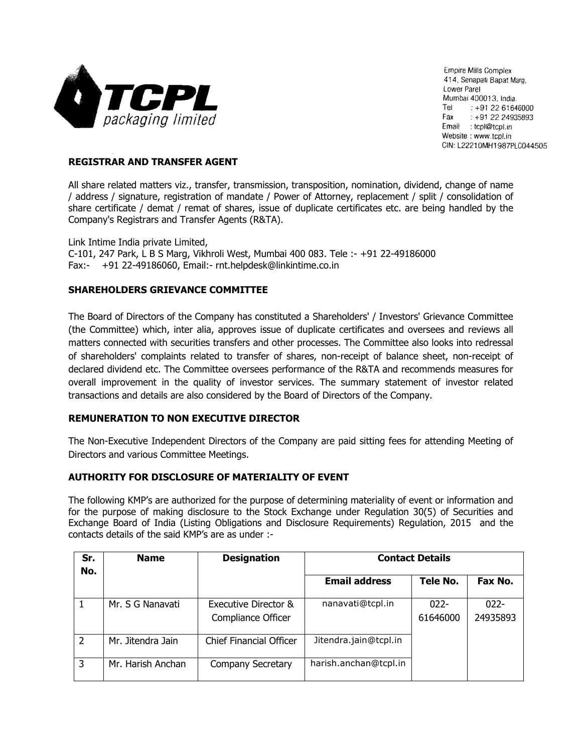**TCPL packaging limited**

Empire Mills Complex
414, Senapati Bapat Marg,
Lower Parel
Mumbai 400013, India.
Tel : +91 22 61646000
Fax : +91 22 24935893
Email : tcpl@tcpl.in
Website : www.tcpl.in
CIN: L22210MH1987PLC044505

## REGISTRAR AND TRANSFER AGENT

All share related matters viz., transfer, transmission, transposition, nomination, dividend, change of name / address / signature, registration of mandate / Power of Attorney, replacement / split / consolidation of share certificate / demat / remat of shares, issue of duplicate certificates etc. are being handled by the Company's Registrars and Transfer Agents (R&TA).

Link Intime India private Limited,
C-101, 247 Park, L B S Marg, Vikhroli West, Mumbai 400 083. Tele :- +91 22-49186000
Fax:- +91 22-49186060, Email:- rnt.helpdesk@linkintime.co.in

## SHAREHOLDERS GRIEVANCE COMMITTEE

The Board of Directors of the Company has constituted a Shareholders' / Investors' Grievance Committee (the Committee) which, inter alia, approves issue of duplicate certificates and oversees and reviews all matters connected with securities transfers and other processes. The Committee also looks into redressal of shareholders' complaints related to transfer of shares, non-receipt of balance sheet, non-receipt of declared dividend etc. The Committee oversees performance of the R&TA and recommends measures for overall improvement in the quality of investor services. The summary statement of investor related transactions and details are also considered by the Board of Directors of the Company.

## REMUNERATION TO NON EXECUTIVE DIRECTOR

The Non-Executive Independent Directors of the Company are paid sitting fees for attending Meeting of Directors and various Committee Meetings.

## AUTHORITY FOR DISCLOSURE OF MATERIALITY OF EVENT

The following KMP's are authorized for the purpose of determining materiality of event or information and for the purpose of making disclosure to the Stock Exchange under Regulation 30(5) of Securities and Exchange Board of India (Listing Obligations and Disclosure Requirements) Regulation, 2015 and the contacts details of the said KMP's are as under :-

| Sr. No. | Name | Designation | Contact Details | | |
|---|---|---|---|---|---|
| | | | Email address | Tele No. | Fax No. |
| 1 | Mr. S G Nanavati | Executive Director & Compliance Officer | nanavati@tcpl.in | 022-61646000 | 022-24935893 |
| 2 | Mr. Jitendra Jain | Chief Financial Officer | Jitendra.jain@tcpl.in | | |
| 3 | Mr. Harish Anchan | Company Secretary | harish.anchan@tcpl.in | | |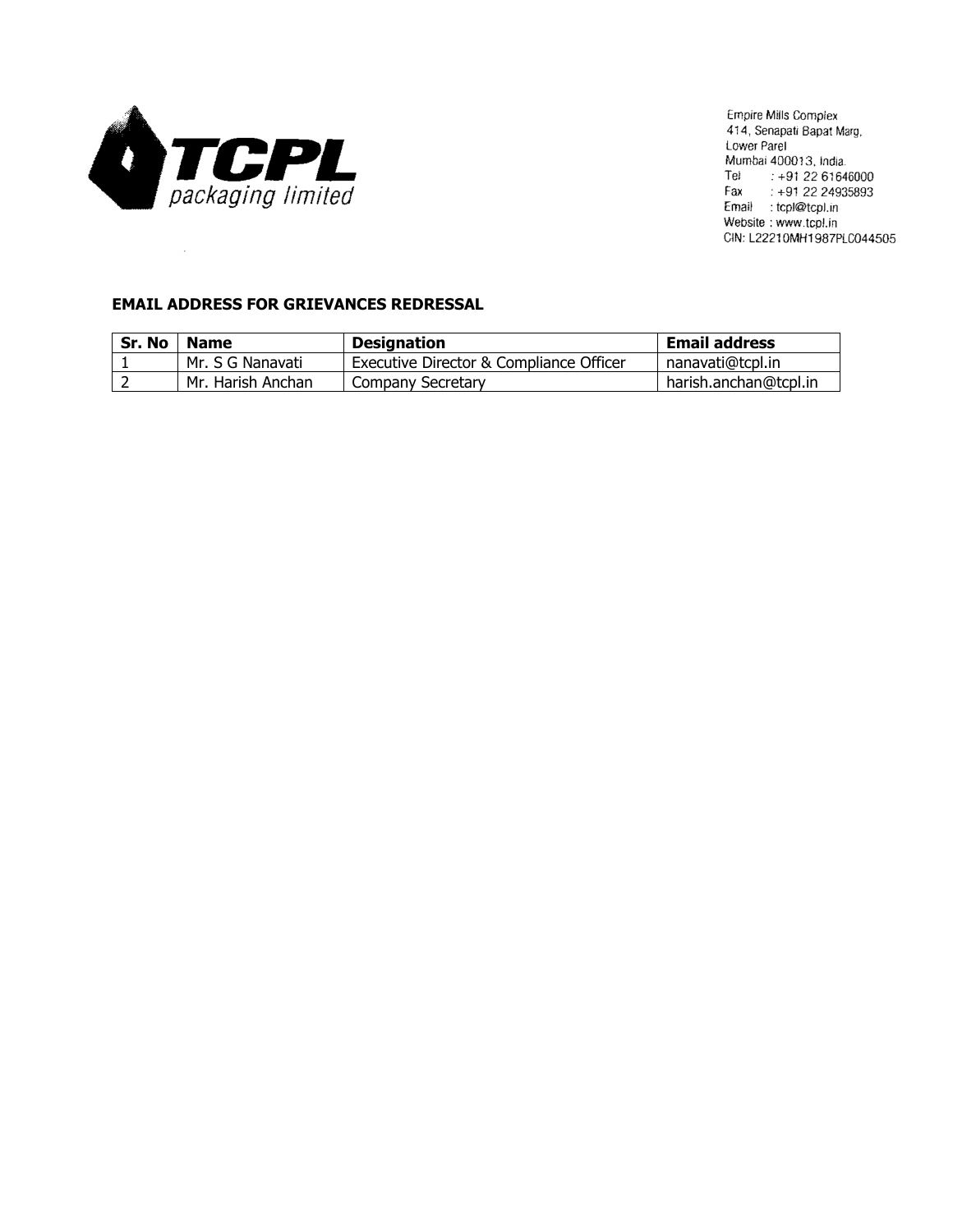**TCPL packaging limited**

Empire Mills Complex
414, Senapati Bapat Marg,
Lower Parel
Mumbai 400013, India.
Tel : +91 22 61646000
Fax : +91 22 24935893
Email : tcpl@tcpl.in
Website : www.tcpl.in
CIN: L22210MH1987PLC044505

**EMAIL ADDRESS FOR GRIEVANCES REDRESSAL**

| Sr. No | Name | Designation | Email address |
|---|---|---|---|
| 1 | Mr. S G Nanavati | Executive Director & Compliance Officer | nanavati@tcpl.in |
| 2 | Mr. Harish Anchan | Company Secretary | harish.anchan@tcpl.in |